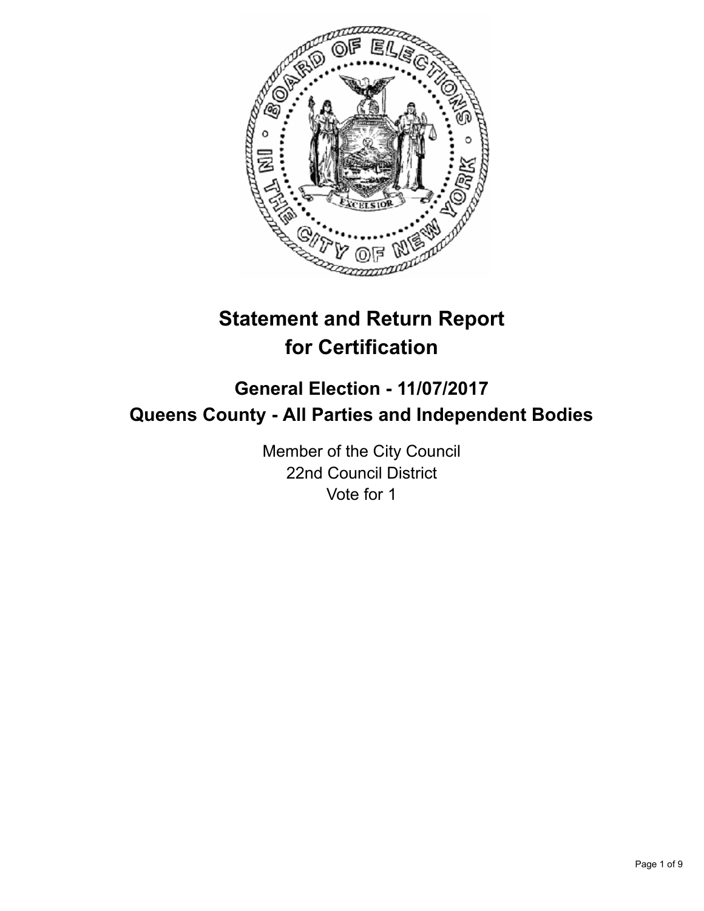# Statement and Return Report for Certification

## General Election - 11/07/2017
## Queens County - All Parties and Independent Bodies

Member of the City Council
22nd Council District
Vote for 1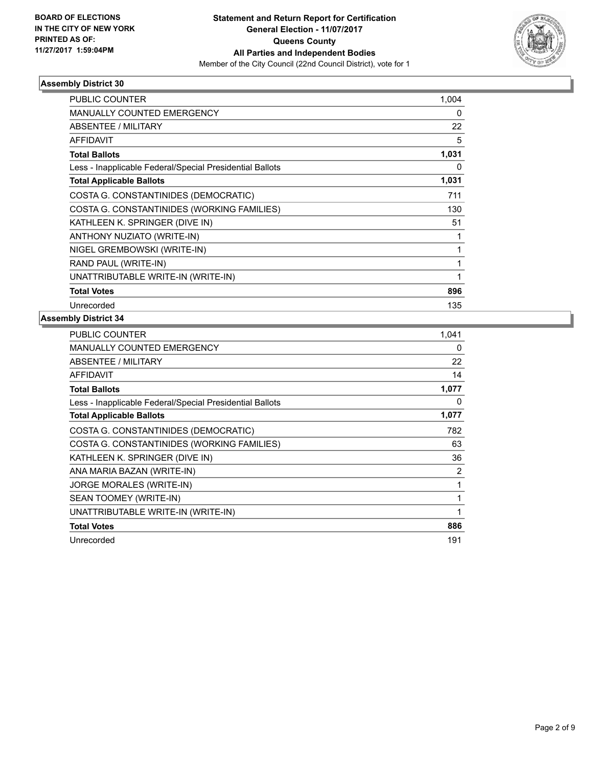**BOARD OF ELECTIONS IN THE CITY OF NEW YORK PRINTED AS OF: 11/27/2017 1:59:04PM**

# Statement and Return Report for Certification
## General Election - 11/07/2017
## Queens County
## All Parties and Independent Bodies
Member of the City Council (22nd Council District), vote for 1

### Assembly District 30

| | |
|---|---|
| PUBLIC COUNTER | 1,004 |
| MANUALLY COUNTED EMERGENCY | 0 |
| ABSENTEE / MILITARY | 22 |
| AFFIDAVIT | 5 |
| **Total Ballots** | **1,031** |
| Less - Inapplicable Federal/Special Presidential Ballots | 0 |
| **Total Applicable Ballots** | **1,031** |
| COSTA G. CONSTANTINIDES (DEMOCRATIC) | 711 |
| COSTA G. CONSTANTINIDES (WORKING FAMILIES) | 130 |
| KATHLEEN K. SPRINGER (DIVE IN) | 51 |
| ANTHONY NUZIATO (WRITE-IN) | 1 |
| NIGEL GREMBOWSKI (WRITE-IN) | 1 |
| RAND PAUL (WRITE-IN) | 1 |
| UNATTRIBUTABLE WRITE-IN (WRITE-IN) | 1 |
| **Total Votes** | **896** |
| Unrecorded | 135 |

### Assembly District 34

| | |
|---|---|
| PUBLIC COUNTER | 1,041 |
| MANUALLY COUNTED EMERGENCY | 0 |
| ABSENTEE / MILITARY | 22 |
| AFFIDAVIT | 14 |
| **Total Ballots** | **1,077** |
| Less - Inapplicable Federal/Special Presidential Ballots | 0 |
| **Total Applicable Ballots** | **1,077** |
| COSTA G. CONSTANTINIDES (DEMOCRATIC) | 782 |
| COSTA G. CONSTANTINIDES (WORKING FAMILIES) | 63 |
| KATHLEEN K. SPRINGER (DIVE IN) | 36 |
| ANA MARIA BAZAN (WRITE-IN) | 2 |
| JORGE MORALES (WRITE-IN) | 1 |
| SEAN TOOMEY (WRITE-IN) | 1 |
| UNATTRIBUTABLE WRITE-IN (WRITE-IN) | 1 |
| **Total Votes** | **886** |
| Unrecorded | 191 |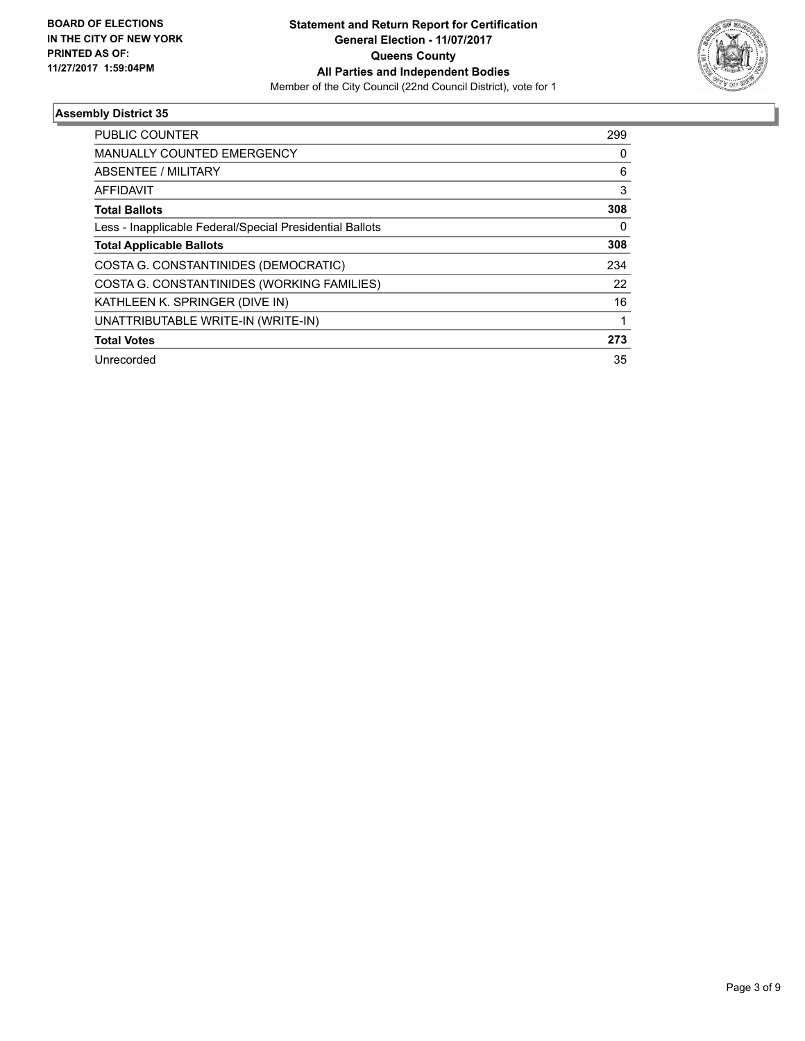**BOARD OF ELECTIONS IN THE CITY OF NEW YORK PRINTED AS OF: 11/27/2017 1:59:04PM**

**Statement and Return Report for Certification General Election - 11/07/2017 Queens County All Parties and Independent Bodies**

Member of the City Council (22nd Council District), vote for 1

## Assembly District 35

| | |
|---|---|
| PUBLIC COUNTER | 299 |
| MANUALLY COUNTED EMERGENCY | 0 |
| ABSENTEE / MILITARY | 6 |
| AFFIDAVIT | 3 |
| **Total Ballots** | **308** |
| Less - Inapplicable Federal/Special Presidential Ballots | 0 |
| **Total Applicable Ballots** | **308** |
| COSTA G. CONSTANTINIDES (DEMOCRATIC) | 234 |
| COSTA G. CONSTANTINIDES (WORKING FAMILIES) | 22 |
| KATHLEEN K. SPRINGER (DIVE IN) | 16 |
| UNATTRIBUTABLE WRITE-IN (WRITE-IN) | 1 |
| **Total Votes** | **273** |
| Unrecorded | 35 |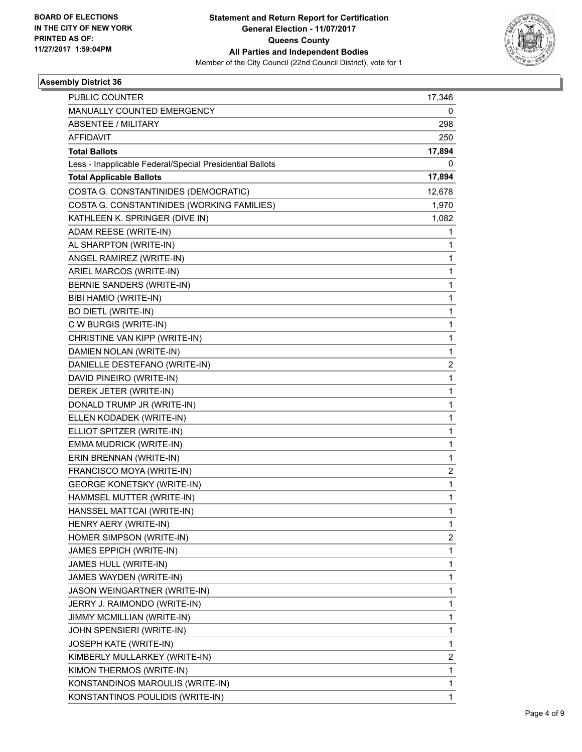**Statement and Return Report for Certification**
**General Election - 11/07/2017**
**Queens County**
**All Parties and Independent Bodies**
Member of the City Council (22nd Council District), vote for 1

BOARD OF ELECTIONS
IN THE CITY OF NEW YORK
PRINTED AS OF:
11/27/2017 1:59:04PM

## Assembly District 36

| | |
|---|---|
| PUBLIC COUNTER | 17,346 |
| MANUALLY COUNTED EMERGENCY | 0 |
| ABSENTEE / MILITARY | 298 |
| AFFIDAVIT | 250 |
| **Total Ballots** | **17,894** |
| Less - Inapplicable Federal/Special Presidential Ballots | 0 |
| **Total Applicable Ballots** | **17,894** |
| COSTA G. CONSTANTINIDES (DEMOCRATIC) | 12,678 |
| COSTA G. CONSTANTINIDES (WORKING FAMILIES) | 1,970 |
| KATHLEEN K. SPRINGER (DIVE IN) | 1,082 |
| ADAM REESE (WRITE-IN) | 1 |
| AL SHARPTON (WRITE-IN) | 1 |
| ANGEL RAMIREZ (WRITE-IN) | 1 |
| ARIEL MARCOS (WRITE-IN) | 1 |
| BERNIE SANDERS (WRITE-IN) | 1 |
| BIBI HAMIO (WRITE-IN) | 1 |
| BO DIETL (WRITE-IN) | 1 |
| C W BURGIS (WRITE-IN) | 1 |
| CHRISTINE VAN KIPP (WRITE-IN) | 1 |
| DAMIEN NOLAN (WRITE-IN) | 1 |
| DANIELLE DESTEFANO (WRITE-IN) | 2 |
| DAVID PINEIRO (WRITE-IN) | 1 |
| DEREK JETER (WRITE-IN) | 1 |
| DONALD TRUMP JR (WRITE-IN) | 1 |
| ELLEN KODADEK (WRITE-IN) | 1 |
| ELLIOT SPITZER (WRITE-IN) | 1 |
| EMMA MUDRICK (WRITE-IN) | 1 |
| ERIN BRENNAN (WRITE-IN) | 1 |
| FRANCISCO MOYA (WRITE-IN) | 2 |
| GEORGE KONETSKY (WRITE-IN) | 1 |
| HAMMSEL MUTTER (WRITE-IN) | 1 |
| HANSSEL MATTCAI (WRITE-IN) | 1 |
| HENRY AERY (WRITE-IN) | 1 |
| HOMER SIMPSON (WRITE-IN) | 2 |
| JAMES EPPICH (WRITE-IN) | 1 |
| JAMES HULL (WRITE-IN) | 1 |
| JAMES WAYDEN (WRITE-IN) | 1 |
| JASON WEINGARTNER (WRITE-IN) | 1 |
| JERRY J. RAIMONDO (WRITE-IN) | 1 |
| JIMMY MCMILLIAN (WRITE-IN) | 1 |
| JOHN SPENSIERI (WRITE-IN) | 1 |
| JOSEPH KATE (WRITE-IN) | 1 |
| KIMBERLY MULLARKEY (WRITE-IN) | 2 |
| KIMON THERMOS (WRITE-IN) | 1 |
| KONSTANDINOS MAROULIS (WRITE-IN) | 1 |
| KONSTANTINOS POULIDIS (WRITE-IN) | 1 |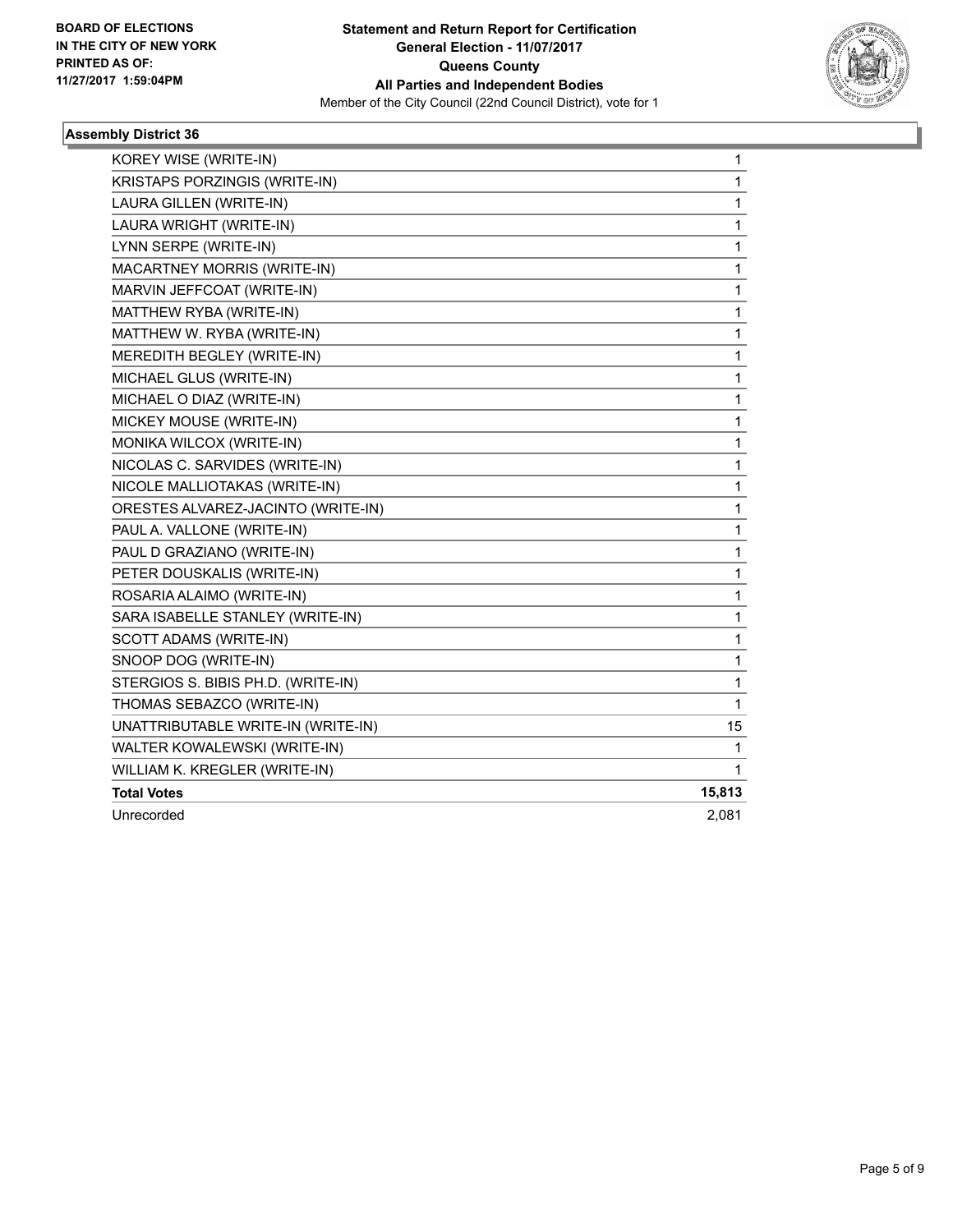**BOARD OF ELECTIONS IN THE CITY OF NEW YORK PRINTED AS OF: 11/27/2017 1:59:04PM**

**Statement and Return Report for Certification General Election - 11/07/2017 Queens County All Parties and Independent Bodies**

Member of the City Council (22nd Council District), vote for 1

### Assembly District 36

| | |
|---|---|
| KOREY WISE (WRITE-IN) | 1 |
| KRISTAPS PORZINGIS (WRITE-IN) | 1 |
| LAURA GILLEN (WRITE-IN) | 1 |
| LAURA WRIGHT (WRITE-IN) | 1 |
| LYNN SERPE (WRITE-IN) | 1 |
| MACARTNEY MORRIS (WRITE-IN) | 1 |
| MARVIN JEFFCOAT (WRITE-IN) | 1 |
| MATTHEW RYBA (WRITE-IN) | 1 |
| MATTHEW W. RYBA (WRITE-IN) | 1 |
| MEREDITH BEGLEY (WRITE-IN) | 1 |
| MICHAEL GLUS (WRITE-IN) | 1 |
| MICHAEL O DIAZ (WRITE-IN) | 1 |
| MICKEY MOUSE (WRITE-IN) | 1 |
| MONIKA WILCOX (WRITE-IN) | 1 |
| NICOLAS C. SARVIDES (WRITE-IN) | 1 |
| NICOLE MALLIOTAKAS (WRITE-IN) | 1 |
| ORESTES ALVAREZ-JACINTO (WRITE-IN) | 1 |
| PAUL A. VALLONE (WRITE-IN) | 1 |
| PAUL D GRAZIANO (WRITE-IN) | 1 |
| PETER DOUSKALIS (WRITE-IN) | 1 |
| ROSARIA ALAIMO (WRITE-IN) | 1 |
| SARA ISABELLE STANLEY (WRITE-IN) | 1 |
| SCOTT ADAMS (WRITE-IN) | 1 |
| SNOOP DOG (WRITE-IN) | 1 |
| STERGIOS S. BIBIS PH.D. (WRITE-IN) | 1 |
| THOMAS SEBAZCO (WRITE-IN) | 1 |
| UNATTRIBUTABLE WRITE-IN (WRITE-IN) | 15 |
| WALTER KOWALEWSKI (WRITE-IN) | 1 |
| WILLIAM K. KREGLER (WRITE-IN) | 1 |
| **Total Votes** | **15,813** |
| Unrecorded | 2,081 |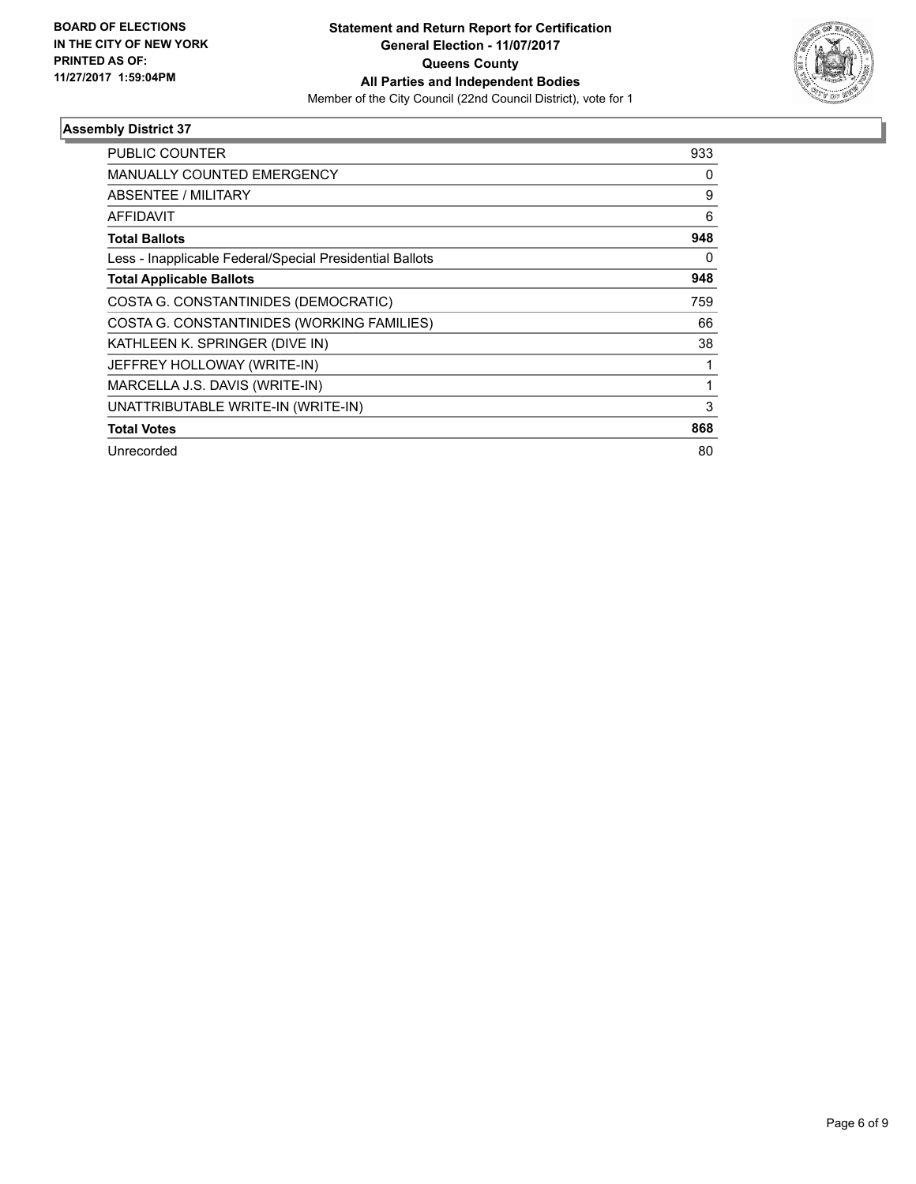**BOARD OF ELECTIONS IN THE CITY OF NEW YORK PRINTED AS OF: 11/27/2017 1:59:04PM**

**Statement and Return Report for Certification**
**General Election - 11/07/2017**
**Queens County**
**All Parties and Independent Bodies**
Member of the City Council (22nd Council District), vote for 1

## Assembly District 37

| | |
|---|---|
| PUBLIC COUNTER | 933 |
| MANUALLY COUNTED EMERGENCY | 0 |
| ABSENTEE / MILITARY | 9 |
| AFFIDAVIT | 6 |
| **Total Ballots** | **948** |
| Less - Inapplicable Federal/Special Presidential Ballots | 0 |
| **Total Applicable Ballots** | **948** |
| COSTA G. CONSTANTINIDES (DEMOCRATIC) | 759 |
| COSTA G. CONSTANTINIDES (WORKING FAMILIES) | 66 |
| KATHLEEN K. SPRINGER (DIVE IN) | 38 |
| JEFFREY HOLLOWAY (WRITE-IN) | 1 |
| MARCELLA J.S. DAVIS (WRITE-IN) | 1 |
| UNATTRIBUTABLE WRITE-IN (WRITE-IN) | 3 |
| **Total Votes** | **868** |
| Unrecorded | 80 |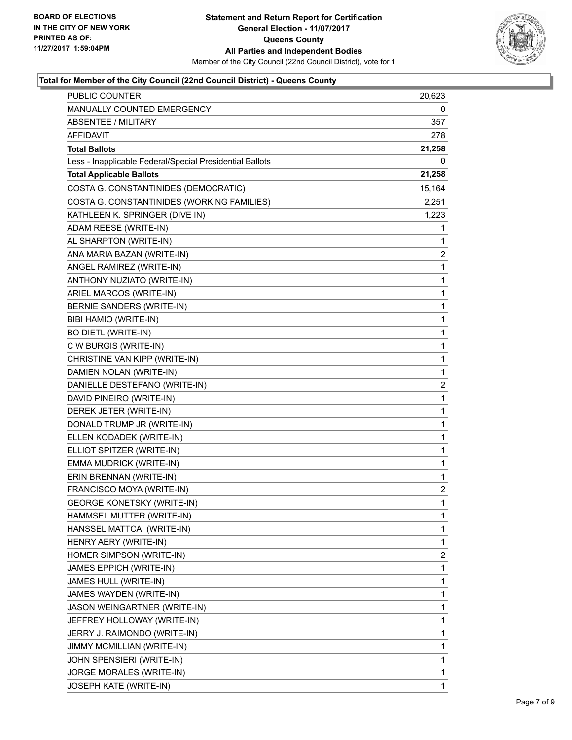BOARD OF ELECTIONS
IN THE CITY OF NEW YORK
PRINTED AS OF:
11/27/2017 1:59:04PM

**Statement and Return Report for Certification**
**General Election - 11/07/2017**
**Queens County**
**All Parties and Independent Bodies**
Member of the City Council (22nd Council District), vote for 1

### Total for Member of the City Council (22nd Council District) - Queens County

| | |
|---|---|
| PUBLIC COUNTER | 20,623 |
| MANUALLY COUNTED EMERGENCY | 0 |
| ABSENTEE / MILITARY | 357 |
| AFFIDAVIT | 278 |
| **Total Ballots** | **21,258** |
| Less - Inapplicable Federal/Special Presidential Ballots | 0 |
| **Total Applicable Ballots** | **21,258** |
| COSTA G. CONSTANTINIDES (DEMOCRATIC) | 15,164 |
| COSTA G. CONSTANTINIDES (WORKING FAMILIES) | 2,251 |
| KATHLEEN K. SPRINGER (DIVE IN) | 1,223 |
| ADAM REESE (WRITE-IN) | 1 |
| AL SHARPTON (WRITE-IN) | 1 |
| ANA MARIA BAZAN (WRITE-IN) | 2 |
| ANGEL RAMIREZ (WRITE-IN) | 1 |
| ANTHONY NUZIATO (WRITE-IN) | 1 |
| ARIEL MARCOS (WRITE-IN) | 1 |
| BERNIE SANDERS (WRITE-IN) | 1 |
| BIBI HAMIO (WRITE-IN) | 1 |
| BO DIETL (WRITE-IN) | 1 |
| C W BURGIS (WRITE-IN) | 1 |
| CHRISTINE VAN KIPP (WRITE-IN) | 1 |
| DAMIEN NOLAN (WRITE-IN) | 1 |
| DANIELLE DESTEFANO (WRITE-IN) | 2 |
| DAVID PINEIRO (WRITE-IN) | 1 |
| DEREK JETER (WRITE-IN) | 1 |
| DONALD TRUMP JR (WRITE-IN) | 1 |
| ELLEN KODADEK (WRITE-IN) | 1 |
| ELLIOT SPITZER (WRITE-IN) | 1 |
| EMMA MUDRICK (WRITE-IN) | 1 |
| ERIN BRENNAN (WRITE-IN) | 1 |
| FRANCISCO MOYA (WRITE-IN) | 2 |
| GEORGE KONETSKY (WRITE-IN) | 1 |
| HAMMSEL MUTTER (WRITE-IN) | 1 |
| HANSSEL MATTCAI (WRITE-IN) | 1 |
| HENRY AERY (WRITE-IN) | 1 |
| HOMER SIMPSON (WRITE-IN) | 2 |
| JAMES EPPICH (WRITE-IN) | 1 |
| JAMES HULL (WRITE-IN) | 1 |
| JAMES WAYDEN (WRITE-IN) | 1 |
| JASON WEINGARTNER (WRITE-IN) | 1 |
| JEFFREY HOLLOWAY (WRITE-IN) | 1 |
| JERRY J. RAIMONDO (WRITE-IN) | 1 |
| JIMMY MCMILLIAN (WRITE-IN) | 1 |
| JOHN SPENSIERI (WRITE-IN) | 1 |
| JORGE MORALES (WRITE-IN) | 1 |
| JOSEPH KATE (WRITE-IN) | 1 |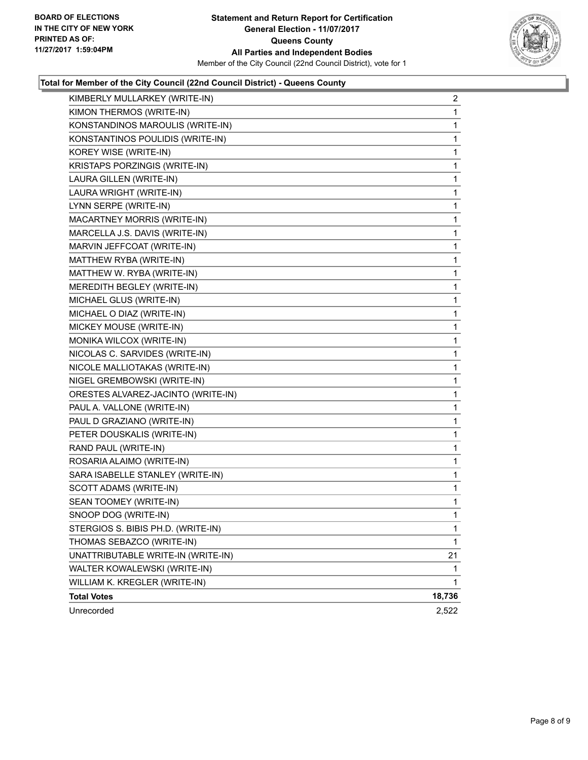**BOARD OF ELECTIONS IN THE CITY OF NEW YORK PRINTED AS OF: 11/27/2017 1:59:04PM**

**Statement and Return Report for Certification General Election - 11/07/2017 Queens County All Parties and Independent Bodies**

Member of the City Council (22nd Council District), vote for 1

### Total for Member of the City Council (22nd Council District) - Queens County

| | |
|---|---|
| KIMBERLY MULLARKEY (WRITE-IN) | 2 |
| KIMON THERMOS (WRITE-IN) | 1 |
| KONSTANDINOS MAROULIS (WRITE-IN) | 1 |
| KONSTANTINOS POULIDIS (WRITE-IN) | 1 |
| KOREY WISE (WRITE-IN) | 1 |
| KRISTAPS PORZINGIS (WRITE-IN) | 1 |
| LAURA GILLEN (WRITE-IN) | 1 |
| LAURA WRIGHT (WRITE-IN) | 1 |
| LYNN SERPE (WRITE-IN) | 1 |
| MACARTNEY MORRIS (WRITE-IN) | 1 |
| MARCELLA J.S. DAVIS (WRITE-IN) | 1 |
| MARVIN JEFFCOAT (WRITE-IN) | 1 |
| MATTHEW RYBA (WRITE-IN) | 1 |
| MATTHEW W. RYBA (WRITE-IN) | 1 |
| MEREDITH BEGLEY (WRITE-IN) | 1 |
| MICHAEL GLUS (WRITE-IN) | 1 |
| MICHAEL O DIAZ (WRITE-IN) | 1 |
| MICKEY MOUSE (WRITE-IN) | 1 |
| MONIKA WILCOX (WRITE-IN) | 1 |
| NICOLAS C. SARVIDES (WRITE-IN) | 1 |
| NICOLE MALLIOTAKAS (WRITE-IN) | 1 |
| NIGEL GREMBOWSKI (WRITE-IN) | 1 |
| ORESTES ALVAREZ-JACINTO (WRITE-IN) | 1 |
| PAUL A. VALLONE (WRITE-IN) | 1 |
| PAUL D GRAZIANO (WRITE-IN) | 1 |
| PETER DOUSKALIS (WRITE-IN) | 1 |
| RAND PAUL (WRITE-IN) | 1 |
| ROSARIA ALAIMO (WRITE-IN) | 1 |
| SARA ISABELLE STANLEY (WRITE-IN) | 1 |
| SCOTT ADAMS (WRITE-IN) | 1 |
| SEAN TOOMEY (WRITE-IN) | 1 |
| SNOOP DOG (WRITE-IN) | 1 |
| STERGIOS S. BIBIS PH.D. (WRITE-IN) | 1 |
| THOMAS SEBAZCO (WRITE-IN) | 1 |
| UNATTRIBUTABLE WRITE-IN (WRITE-IN) | 21 |
| WALTER KOWALEWSKI (WRITE-IN) | 1 |
| WILLIAM K. KREGLER (WRITE-IN) | 1 |
| **Total Votes** | **18,736** |
| Unrecorded | 2,522 |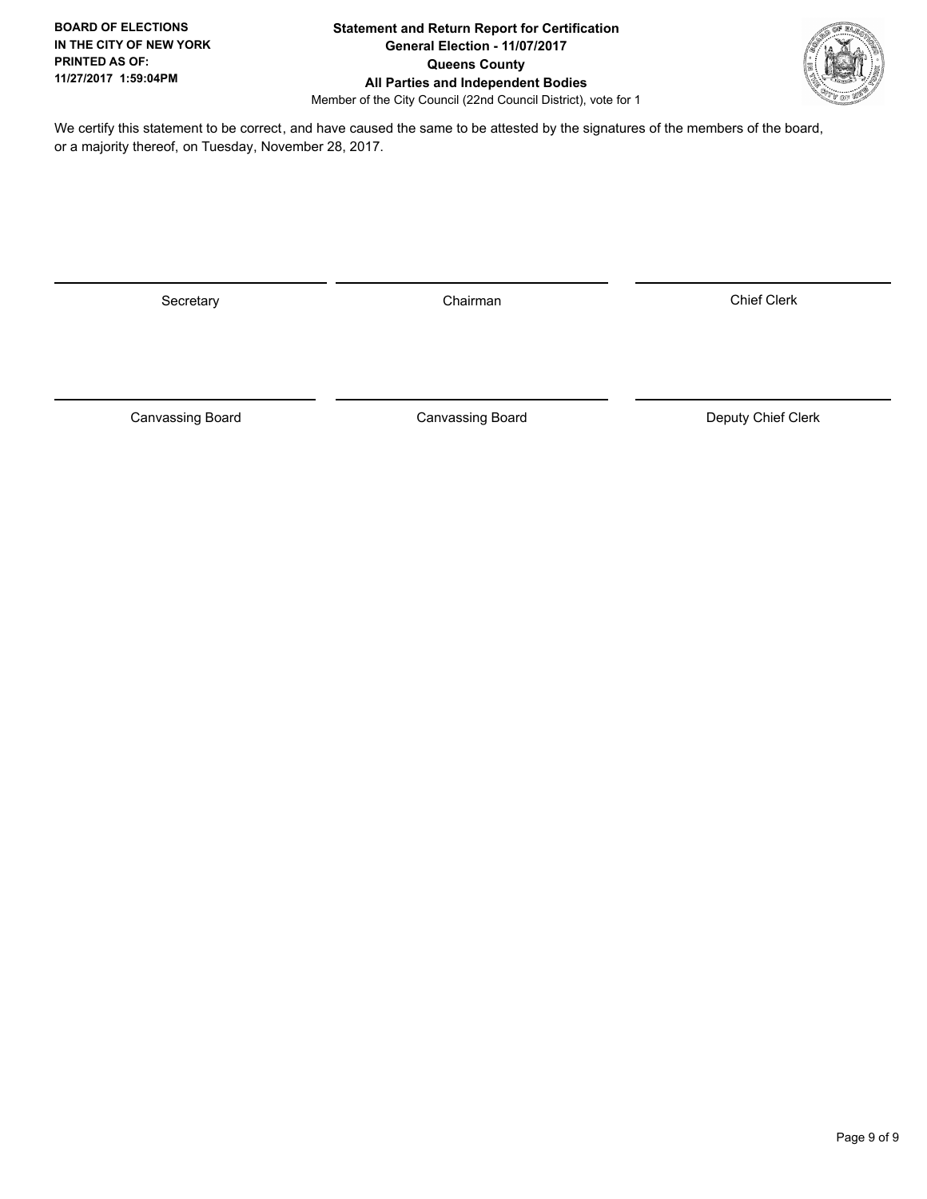**BOARD OF ELECTIONS**
**IN THE CITY OF NEW YORK**
**PRINTED AS OF:**
**11/27/2017 1:59:04PM**

**Statement and Return Report for Certification**
**General Election - 11/07/2017**
**Queens County**
**All Parties and Independent Bodies**
Member of the City Council (22nd Council District), vote for 1

We certify this statement to be correct, and have caused the same to be attested by the signatures of the members of the board, or a majority thereof, on Tuesday, November 28, 2017.

| | | |
|---|---|---|
| Secretary | Chairman | Chief Clerk |
| Canvassing Board | Canvassing Board | Deputy Chief Clerk |